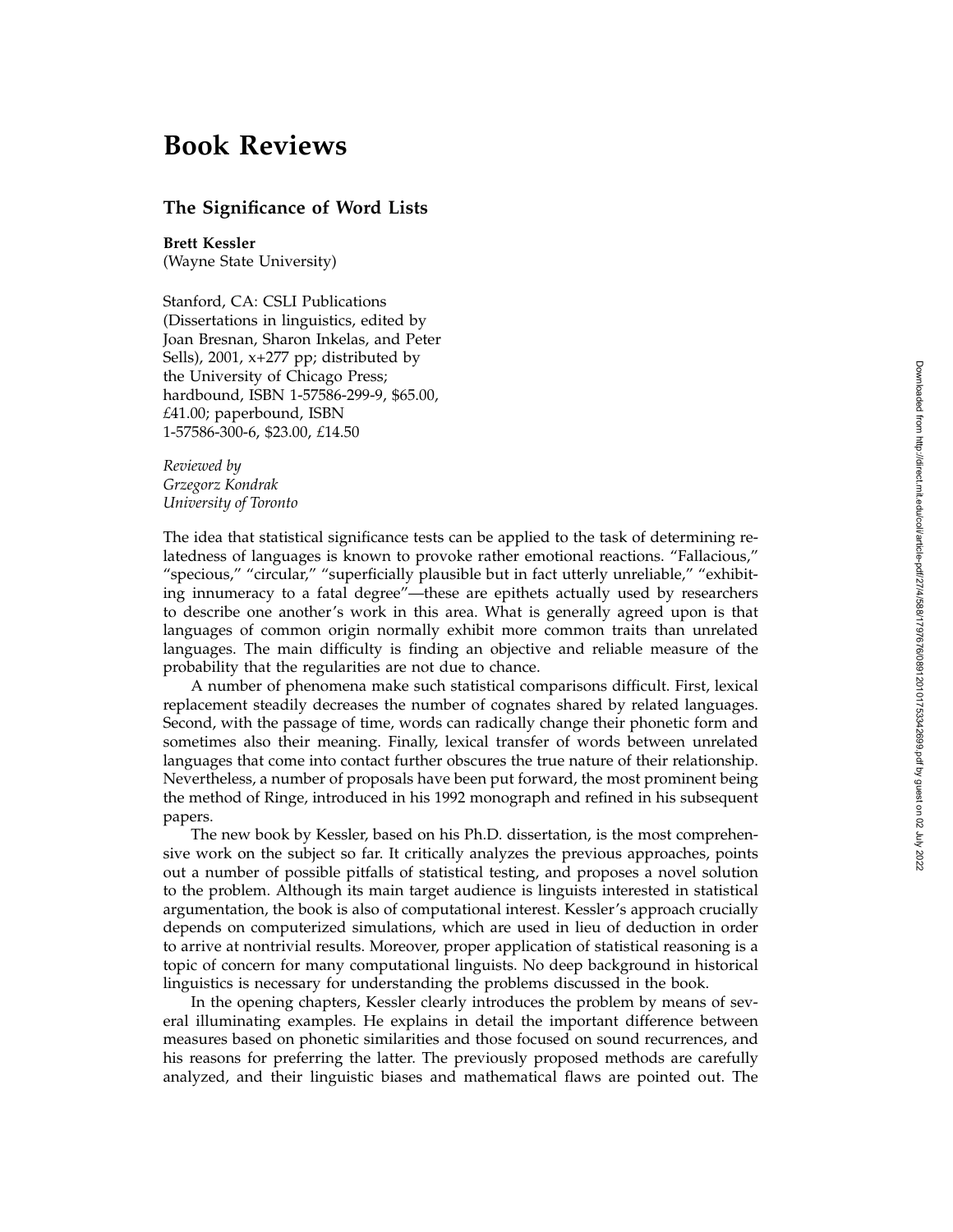# Book Reviews

## The Significance of Word Lists

**Brett Kessler**
(Wayne State University)

Stanford, CA: CSLI Publications (Dissertations in linguistics, edited by Joan Bresnan, Sharon Inkelas, and Peter Sells), 2001, x+277 pp; distributed by the University of Chicago Press; hardbound, ISBN 1-57586-299-9, $65.00, £41.00; paperbound, ISBN 1-57586-300-6, $23.00, £14.50

*Reviewed by*
*Grzegorz Kondrak*
*University of Toronto*

The idea that statistical significance tests can be applied to the task of determining relatedness of languages is known to provoke rather emotional reactions. "Fallacious," "specious," "circular," "superficially plausible but in fact utterly unreliable," "exhibiting innumeracy to a fatal degree"—these are epithets actually used by researchers to describe one another's work in this area. What is generally agreed upon is that languages of common origin normally exhibit more common traits than unrelated languages. The main difficulty is finding an objective and reliable measure of the probability that the regularities are not due to chance.

A number of phenomena make such statistical comparisons difficult. First, lexical replacement steadily decreases the number of cognates shared by related languages. Second, with the passage of time, words can radically change their phonetic form and sometimes also their meaning. Finally, lexical transfer of words between unrelated languages that come into contact further obscures the true nature of their relationship. Nevertheless, a number of proposals have been put forward, the most prominent being the method of Ringe, introduced in his 1992 monograph and refined in his subsequent papers.

The new book by Kessler, based on his Ph.D. dissertation, is the most comprehensive work on the subject so far. It critically analyzes the previous approaches, points out a number of possible pitfalls of statistical testing, and proposes a novel solution to the problem. Although its main target audience is linguists interested in statistical argumentation, the book is also of computational interest. Kessler's approach crucially depends on computerized simulations, which are used in lieu of deduction in order to arrive at nontrivial results. Moreover, proper application of statistical reasoning is a topic of concern for many computational linguists. No deep background in historical linguistics is necessary for understanding the problems discussed in the book.

In the opening chapters, Kessler clearly introduces the problem by means of several illuminating examples. He explains in detail the important difference between measures based on phonetic similarities and those focused on sound recurrences, and his reasons for preferring the latter. The previously proposed methods are carefully analyzed, and their linguistic biases and mathematical flaws are pointed out. The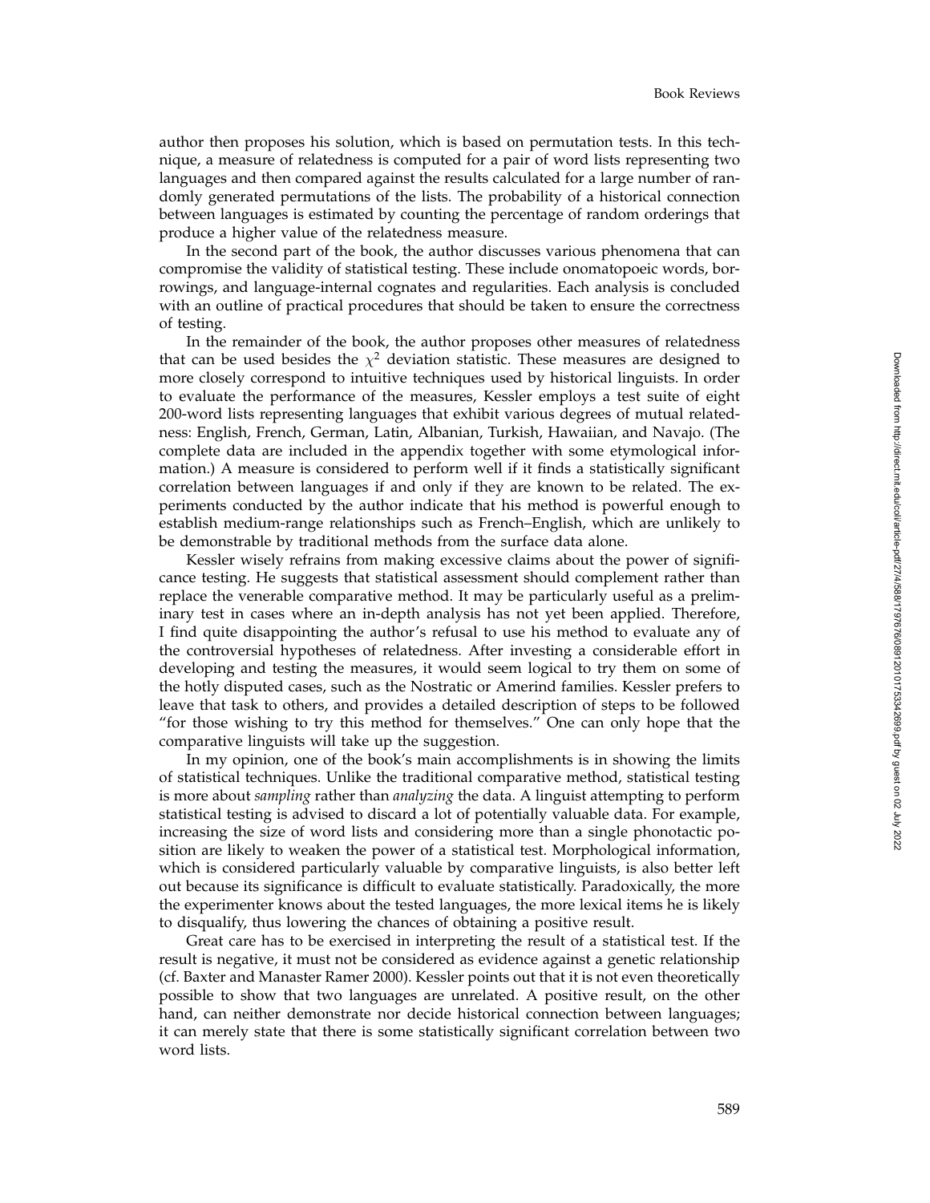author then proposes his solution, which is based on permutation tests. In this technique, a measure of relatedness is computed for a pair of word lists representing two languages and then compared against the results calculated for a large number of randomly generated permutations of the lists. The probability of a historical connection between languages is estimated by counting the percentage of random orderings that produce a higher value of the relatedness measure.

In the second part of the book, the author discusses various phenomena that can compromise the validity of statistical testing. These include onomatopoeic words, borrowings, and language-internal cognates and regularities. Each analysis is concluded with an outline of practical procedures that should be taken to ensure the correctness of testing.

In the remainder of the book, the author proposes other measures of relatedness that can be used besides the $\chi^2$ deviation statistic. These measures are designed to more closely correspond to intuitive techniques used by historical linguists. In order to evaluate the performance of the measures, Kessler employs a test suite of eight 200-word lists representing languages that exhibit various degrees of mutual relatedness: English, French, German, Latin, Albanian, Turkish, Hawaiian, and Navajo. (The complete data are included in the appendix together with some etymological information.) A measure is considered to perform well if it finds a statistically significant correlation between languages if and only if they are known to be related. The experiments conducted by the author indicate that his method is powerful enough to establish medium-range relationships such as French–English, which are unlikely to be demonstrable by traditional methods from the surface data alone.

Kessler wisely refrains from making excessive claims about the power of significance testing. He suggests that statistical assessment should complement rather than replace the venerable comparative method. It may be particularly useful as a preliminary test in cases where an in-depth analysis has not yet been applied. Therefore, I find quite disappointing the author's refusal to use his method to evaluate any of the controversial hypotheses of relatedness. After investing a considerable effort in developing and testing the measures, it would seem logical to try them on some of the hotly disputed cases, such as the Nostratic or Amerind families. Kessler prefers to leave that task to others, and provides a detailed description of steps to be followed "for those wishing to try this method for themselves." One can only hope that the comparative linguists will take up the suggestion.

In my opinion, one of the book's main accomplishments is in showing the limits of statistical techniques. Unlike the traditional comparative method, statistical testing is more about *sampling* rather than *analyzing* the data. A linguist attempting to perform statistical testing is advised to discard a lot of potentially valuable data. For example, increasing the size of word lists and considering more than a single phonotactic position are likely to weaken the power of a statistical test. Morphological information, which is considered particularly valuable by comparative linguists, is also better left out because its significance is difficult to evaluate statistically. Paradoxically, the more the experimenter knows about the tested languages, the more lexical items he is likely to disqualify, thus lowering the chances of obtaining a positive result.

Great care has to be exercised in interpreting the result of a statistical test. If the result is negative, it must not be considered as evidence against a genetic relationship (cf. Baxter and Manaster Ramer 2000). Kessler points out that it is not even theoretically possible to show that two languages are unrelated. A positive result, on the other hand, can neither demonstrate nor decide historical connection between languages; it can merely state that there is some statistically significant correlation between two word lists.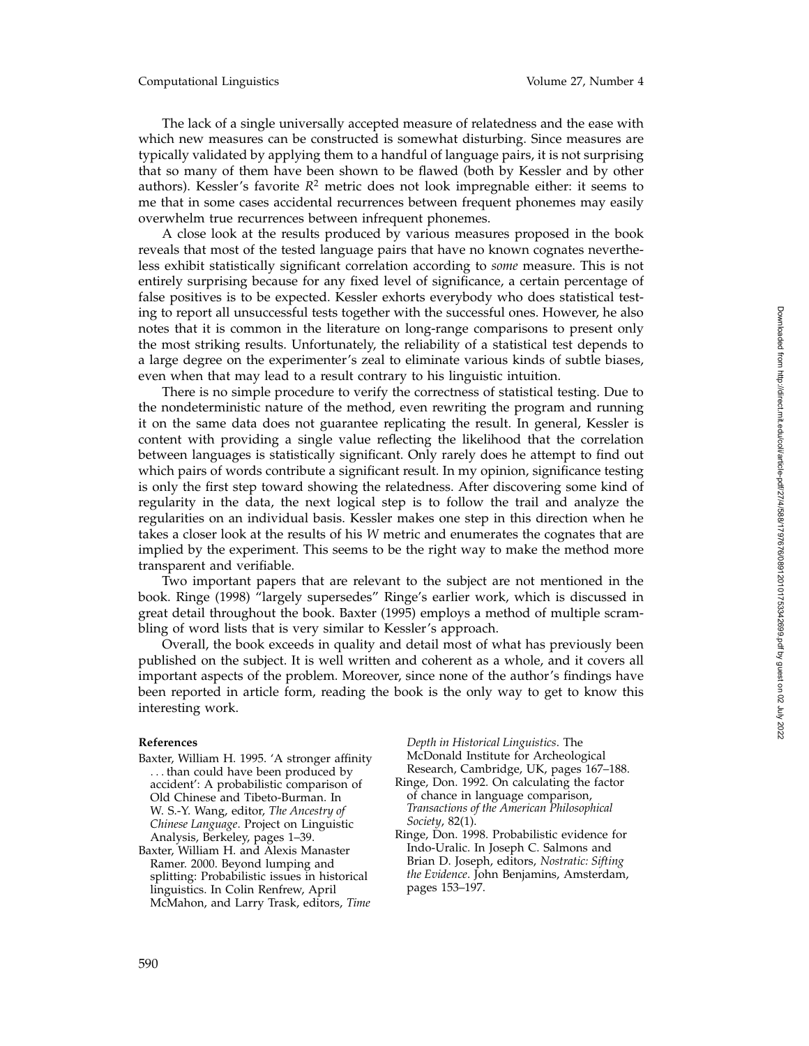The lack of a single universally accepted measure of relatedness and the ease with which new measures can be constructed is somewhat disturbing. Since measures are typically validated by applying them to a handful of language pairs, it is not surprising that so many of them have been shown to be flawed (both by Kessler and by other authors). Kessler's favorite $R^2$ metric does not look impregnable either: it seems to me that in some cases accidental recurrences between frequent phonemes may easily overwhelm true recurrences between infrequent phonemes.

A close look at the results produced by various measures proposed in the book reveals that most of the tested language pairs that have no known cognates nevertheless exhibit statistically significant correlation according to *some* measure. This is not entirely surprising because for any fixed level of significance, a certain percentage of false positives is to be expected. Kessler exhorts everybody who does statistical testing to report all unsuccessful tests together with the successful ones. However, he also notes that it is common in the literature on long-range comparisons to present only the most striking results. Unfortunately, the reliability of a statistical test depends to a large degree on the experimenter's zeal to eliminate various kinds of subtle biases, even when that may lead to a result contrary to his linguistic intuition.

There is no simple procedure to verify the correctness of statistical testing. Due to the nondeterministic nature of the method, even rewriting the program and running it on the same data does not guarantee replicating the result. In general, Kessler is content with providing a single value reflecting the likelihood that the correlation between languages is statistically significant. Only rarely does he attempt to find out which pairs of words contribute a significant result. In my opinion, significance testing is only the first step toward showing the relatedness. After discovering some kind of regularity in the data, the next logical step is to follow the trail and analyze the regularities on an individual basis. Kessler makes one step in this direction when he takes a closer look at the results of his $W$ metric and enumerates the cognates that are implied by the experiment. This seems to be the right way to make the method more transparent and verifiable.

Two important papers that are relevant to the subject are not mentioned in the book. Ringe (1998) "largely supersedes" Ringe's earlier work, which is discussed in great detail throughout the book. Baxter (1995) employs a method of multiple scrambling of word lists that is very similar to Kessler's approach.

Overall, the book exceeds in quality and detail most of what has previously been published on the subject. It is well written and coherent as a whole, and it covers all important aspects of the problem. Moreover, since none of the author's findings have been reported in article form, reading the book is the only way to get to know this interesting work.

#### References

Baxter, William H. 1995. 'A stronger affinity ... than could have been produced by accident': A probabilistic comparison of Old Chinese and Tibeto-Burman. In W. S.-Y. Wang, editor, *The Ancestry of Chinese Language*. Project on Linguistic Analysis, Berkeley, pages 1–39.

Baxter, William H. and Alexis Manaster Ramer. 2000. Beyond lumping and splitting: Probabilistic issues in historical linguistics. In Colin Renfrew, April McMahon, and Larry Trask, editors, *Time Depth in Historical Linguistics*. The McDonald Institute for Archeological Research, Cambridge, UK, pages 167–188.

Ringe, Don. 1992. On calculating the factor of chance in language comparison, *Transactions of the American Philosophical Society*, 82(1).

Ringe, Don. 1998. Probabilistic evidence for Indo-Uralic. In Joseph C. Salmons and Brian D. Joseph, editors, *Nostratic: Sifting the Evidence*. John Benjamins, Amsterdam, pages 153–197.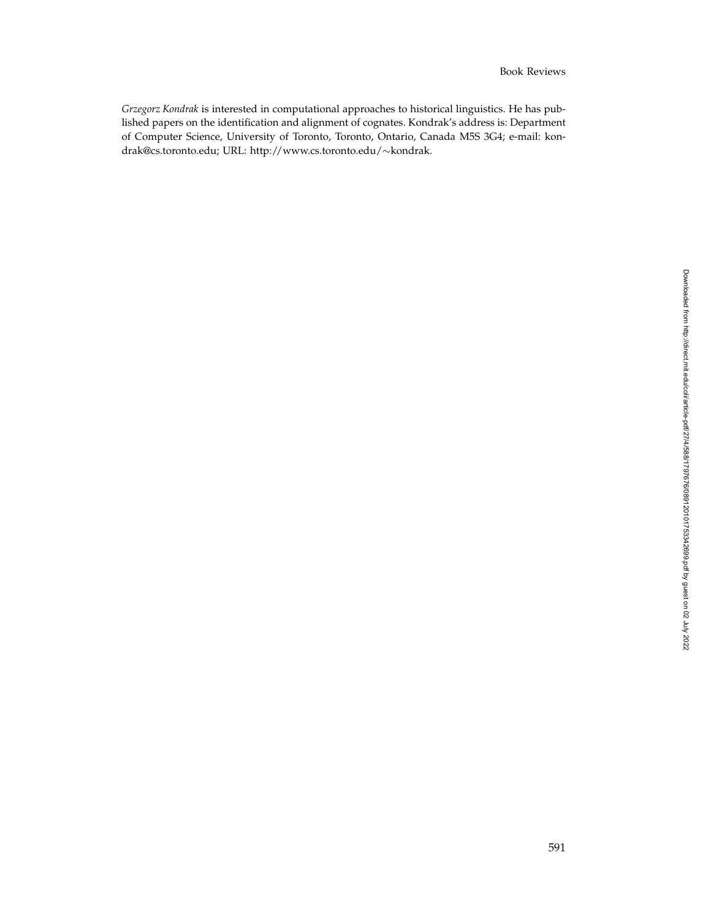*Grzegorz Kondrak* is interested in computational approaches to historical linguistics. He has published papers on the identification and alignment of cognates. Kondrak's address is: Department of Computer Science, University of Toronto, Toronto, Ontario, Canada M5S 3G4; e-mail: kondrak@cs.toronto.edu; URL: http://www.cs.toronto.edu/∼kondrak.